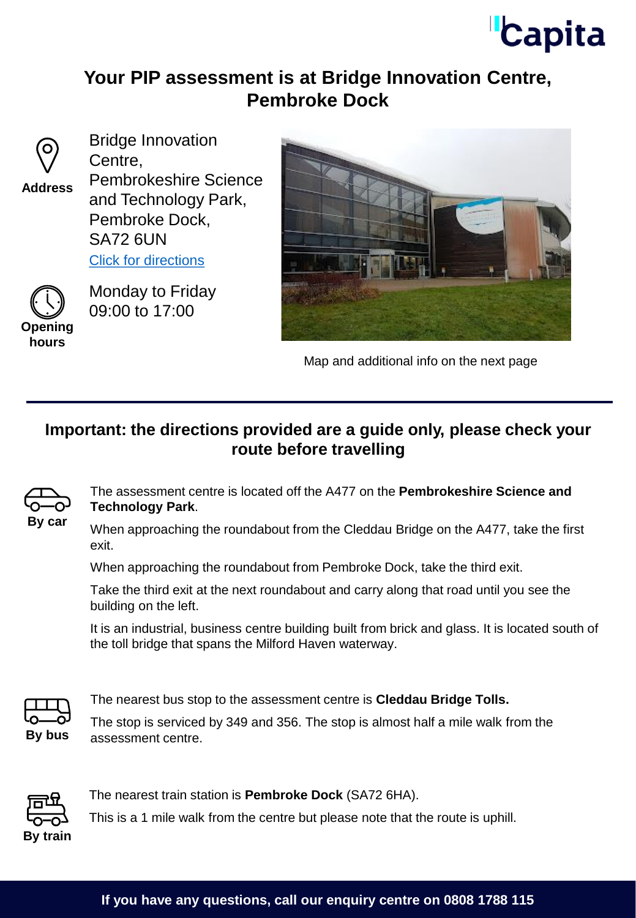Capita

# Your PIP assessment is at Bridge Innovation Centre, Pembroke Dock

**Address**

Bridge Innovation Centre,
Pembrokeshire Science and Technology Park,
Pembroke Dock,
SA72 6UN

Click for directions

**Opening hours**

Monday to Friday
09:00 to 17:00

Map and additional info on the next page

## Important: the directions provided are a guide only, please check your route before travelling

**By car**

The assessment centre is located off the A477 on the **Pembrokeshire Science and Technology Park**.

When approaching the roundabout from the Cleddau Bridge on the A477, take the first exit.

When approaching the roundabout from Pembroke Dock, take the third exit.

Take the third exit at the next roundabout and carry along that road until you see the building on the left.

It is an industrial, business centre building built from brick and glass. It is located south of the toll bridge that spans the Milford Haven waterway.

**By bus**

The nearest bus stop to the assessment centre is **Cleddau Bridge Tolls.**

The stop is serviced by 349 and 356. The stop is almost half a mile walk from the assessment centre.

**By train**

The nearest train station is **Pembroke Dock** (SA72 6HA).

This is a 1 mile walk from the centre but please note that the route is uphill.

**If you have any questions, call our enquiry centre on 0808 1788 115**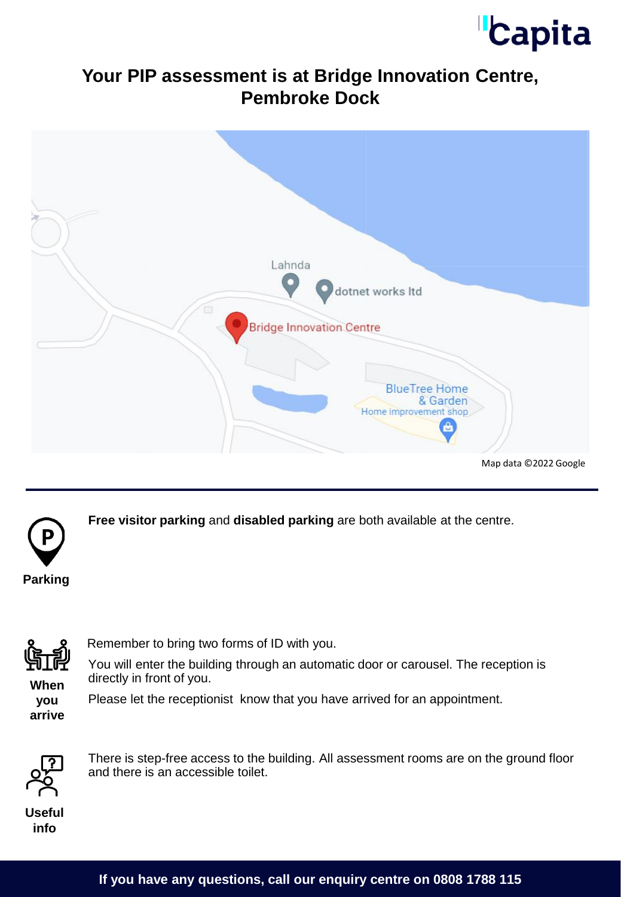Capita

# Your PIP assessment is at Bridge Innovation Centre, Pembroke Dock

Lahnda

dotnet works ltd

Bridge Innovation Centre

BlueTree Home & Garden
Home improvement shop

Map data ©2022 Google

**Parking**

**Free visitor parking** and **disabled parking** are both available at the centre.

**When you arrive**

Remember to bring two forms of ID with you.

You will enter the building through an automatic door or carousel. The reception is directly in front of you.

Please let the receptionist know that you have arrived for an appointment.

**Useful info**

There is step-free access to the building. All assessment rooms are on the ground floor and there is an accessible toilet.

**If you have any questions, call our enquiry centre on 0808 1788 115**